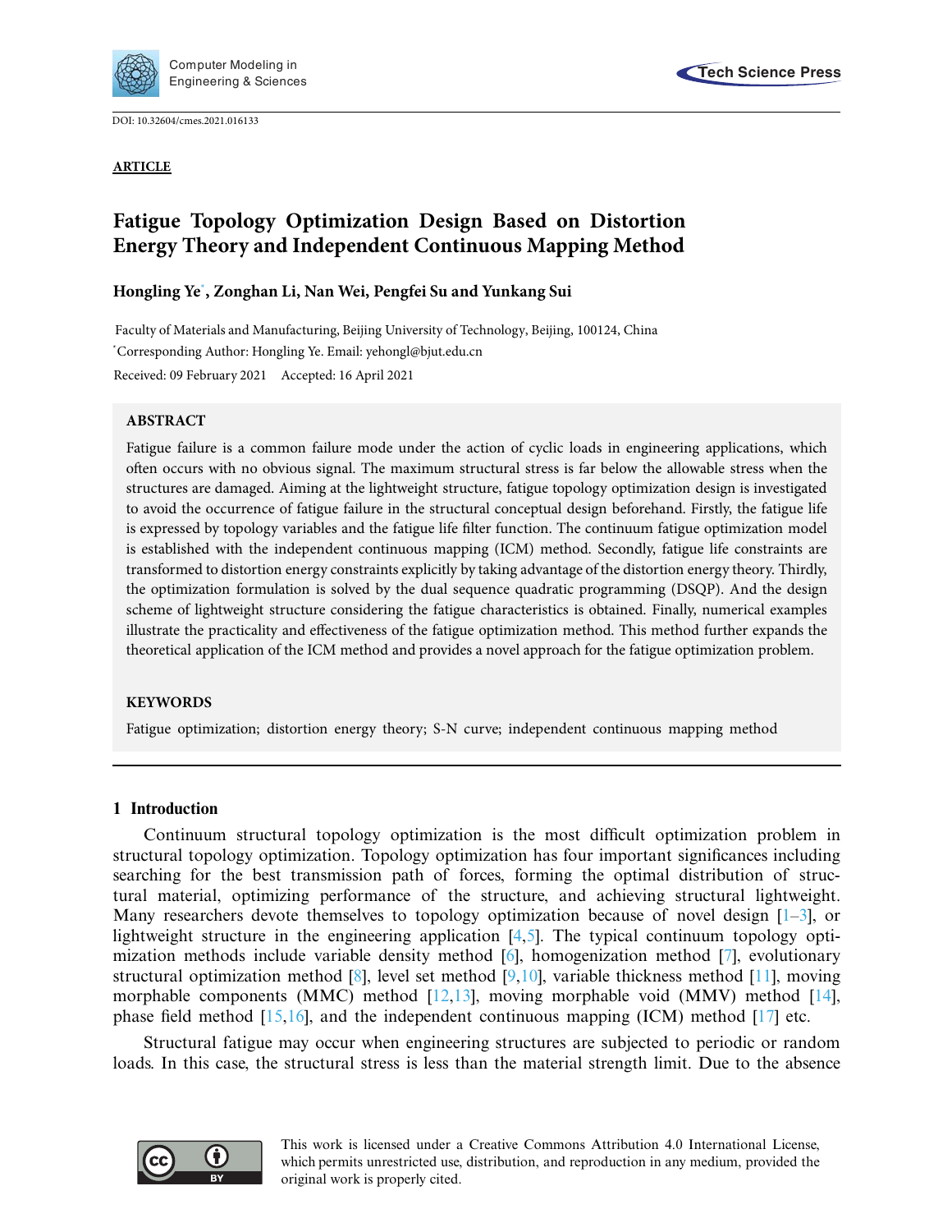DOI: 10.32604/cmes.2021.016133

**ARTICLE**

# Fatigue Topology Optimization Design Based on Distortion Energy Theory and Independent Continuous Mapping Method

**Hongling Ye*, Zonghan Li, Nan Wei, Pengfei Su and Yunkang Sui**

Faculty of Materials and Manufacturing, Beijing University of Technology, Beijing, 100124, China

*Corresponding Author: Hongling Ye. Email: yehongl@bjut.edu.cn

Received: 09 February 2021 Accepted: 16 April 2021

## ABSTRACT

Fatigue failure is a common failure mode under the action of cyclic loads in engineering applications, which often occurs with no obvious signal. The maximum structural stress is far below the allowable stress when the structures are damaged. Aiming at the lightweight structure, fatigue topology optimization design is investigated to avoid the occurrence of fatigue failure in the structural conceptual design beforehand. Firstly, the fatigue life is expressed by topology variables and the fatigue life filter function. The continuum fatigue optimization model is established with the independent continuous mapping (ICM) method. Secondly, fatigue life constraints are transformed to distortion energy constraints explicitly by taking advantage of the distortion energy theory. Thirdly, the optimization formulation is solved by the dual sequence quadratic programming (DSQP). And the design scheme of lightweight structure considering the fatigue characteristics is obtained. Finally, numerical examples illustrate the practicality and effectiveness of the fatigue optimization method. This method further expands the theoretical application of the ICM method and provides a novel approach for the fatigue optimization problem.

## KEYWORDS

Fatigue optimization; distortion energy theory; S-N curve; independent continuous mapping method

## 1 Introduction

Continuum structural topology optimization is the most difficult optimization problem in structural topology optimization. Topology optimization has four important significances including searching for the best transmission path of forces, forming the optimal distribution of structural material, optimizing performance of the structure, and achieving structural lightweight. Many researchers devote themselves to topology optimization because of novel design [1–3], or lightweight structure in the engineering application [4,5]. The typical continuum topology optimization methods include variable density method [6], homogenization method [7], evolutionary structural optimization method [8], level set method [9,10], variable thickness method [11], moving morphable components (MMC) method [12,13], moving morphable void (MMV) method [14], phase field method [15,16], and the independent continuous mapping (ICM) method [17] etc.

Structural fatigue may occur when engineering structures are subjected to periodic or random loads. In this case, the structural stress is less than the material strength limit. Due to the absence

This work is licensed under a Creative Commons Attribution 4.0 International License, which permits unrestricted use, distribution, and reproduction in any medium, provided the original work is properly cited.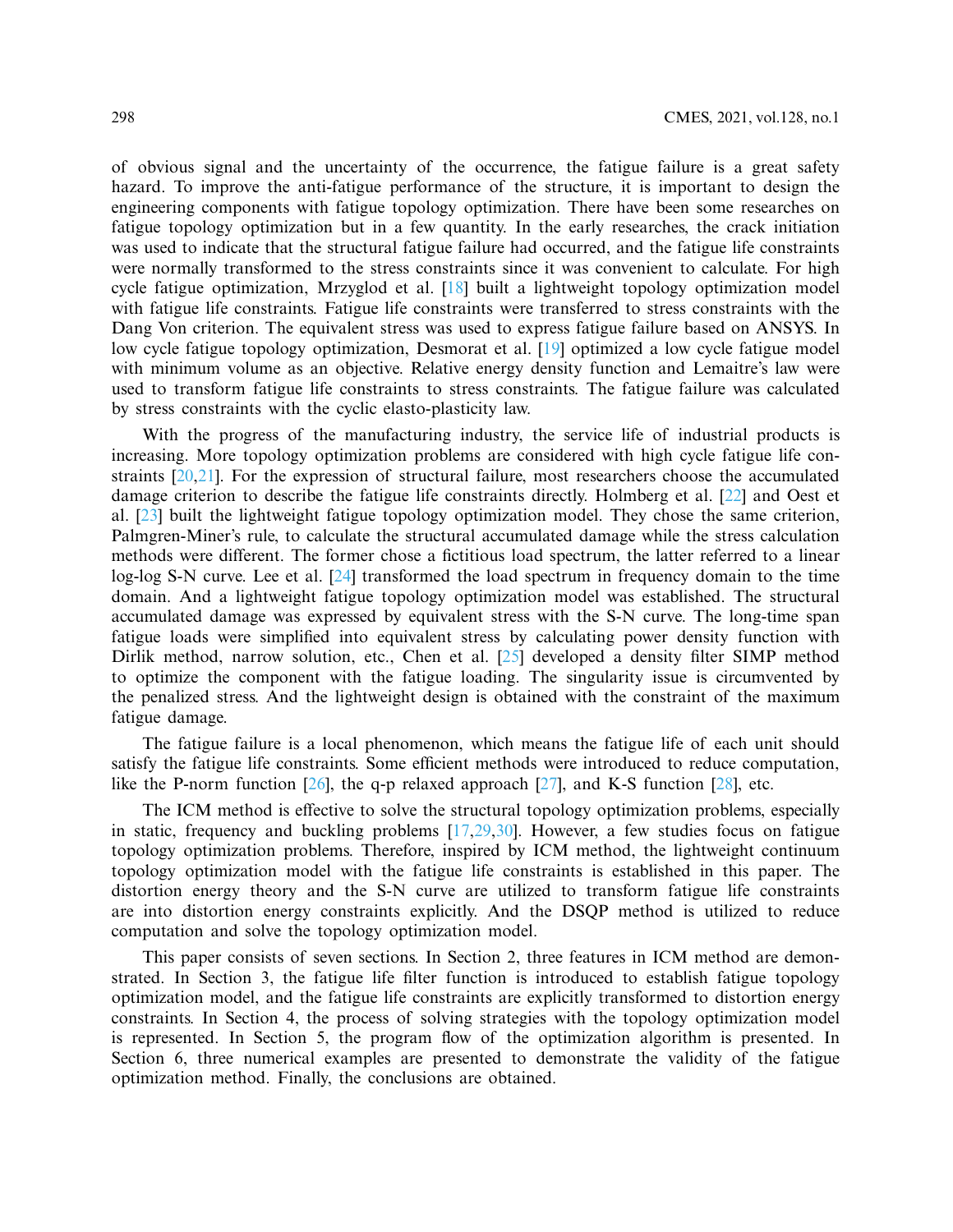of obvious signal and the uncertainty of the occurrence, the fatigue failure is a great safety hazard. To improve the anti-fatigue performance of the structure, it is important to design the engineering components with fatigue topology optimization. There have been some researches on fatigue topology optimization but in a few quantity. In the early researches, the crack initiation was used to indicate that the structural fatigue failure had occurred, and the fatigue life constraints were normally transformed to the stress constraints since it was convenient to calculate. For high cycle fatigue optimization, Mrzyglod et al. [18] built a lightweight topology optimization model with fatigue life constraints. Fatigue life constraints were transferred to stress constraints with the Dang Von criterion. The equivalent stress was used to express fatigue failure based on ANSYS. In low cycle fatigue topology optimization, Desmorat et al. [19] optimized a low cycle fatigue model with minimum volume as an objective. Relative energy density function and Lemaitre's law were used to transform fatigue life constraints to stress constraints. The fatigue failure was calculated by stress constraints with the cyclic elasto-plasticity law.

With the progress of the manufacturing industry, the service life of industrial products is increasing. More topology optimization problems are considered with high cycle fatigue life constraints [20,21]. For the expression of structural failure, most researchers choose the accumulated damage criterion to describe the fatigue life constraints directly. Holmberg et al. [22] and Oest et al. [23] built the lightweight fatigue topology optimization model. They chose the same criterion, Palmgren-Miner's rule, to calculate the structural accumulated damage while the stress calculation methods were different. The former chose a fictitious load spectrum, the latter referred to a linear log-log S-N curve. Lee et al. [24] transformed the load spectrum in frequency domain to the time domain. And a lightweight fatigue topology optimization model was established. The structural accumulated damage was expressed by equivalent stress with the S-N curve. The long-time span fatigue loads were simplified into equivalent stress by calculating power density function with Dirlik method, narrow solution, etc., Chen et al. [25] developed a density filter SIMP method to optimize the component with the fatigue loading. The singularity issue is circumvented by the penalized stress. And the lightweight design is obtained with the constraint of the maximum fatigue damage.

The fatigue failure is a local phenomenon, which means the fatigue life of each unit should satisfy the fatigue life constraints. Some efficient methods were introduced to reduce computation, like the P-norm function [26], the q-p relaxed approach [27], and K-S function [28], etc.

The ICM method is effective to solve the structural topology optimization problems, especially in static, frequency and buckling problems [17,29,30]. However, a few studies focus on fatigue topology optimization problems. Therefore, inspired by ICM method, the lightweight continuum topology optimization model with the fatigue life constraints is established in this paper. The distortion energy theory and the S-N curve are utilized to transform fatigue life constraints are into distortion energy constraints explicitly. And the DSQP method is utilized to reduce computation and solve the topology optimization model.

This paper consists of seven sections. In Section 2, three features in ICM method are demonstrated. In Section 3, the fatigue life filter function is introduced to establish fatigue topology optimization model, and the fatigue life constraints are explicitly transformed to distortion energy constraints. In Section 4, the process of solving strategies with the topology optimization model is represented. In Section 5, the program flow of the optimization algorithm is presented. In Section 6, three numerical examples are presented to demonstrate the validity of the fatigue optimization method. Finally, the conclusions are obtained.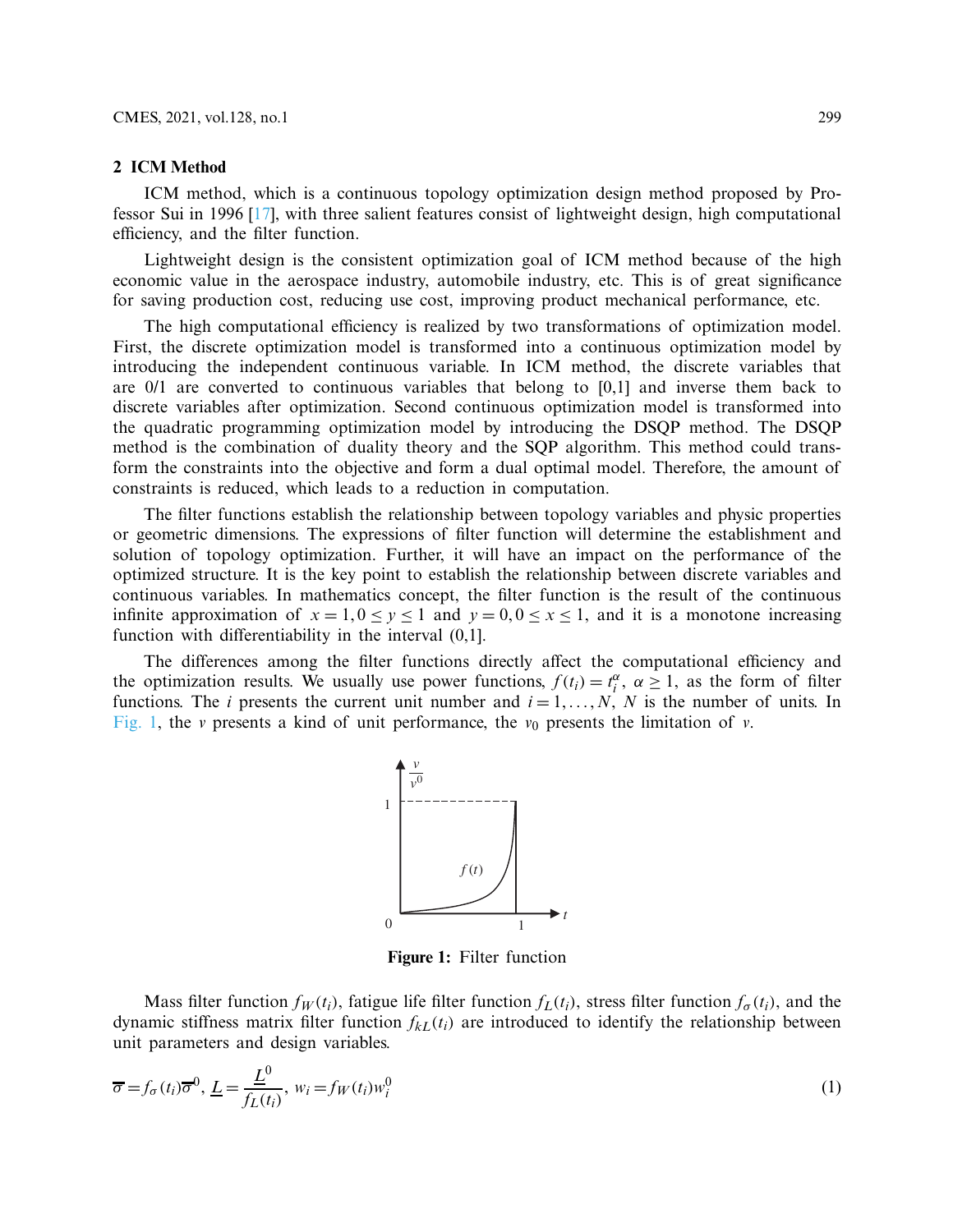## 2 ICM Method

ICM method, which is a continuous topology optimization design method proposed by Professor Sui in 1996 [17], with three salient features consist of lightweight design, high computational efficiency, and the filter function.

Lightweight design is the consistent optimization goal of ICM method because of the high economic value in the aerospace industry, automobile industry, etc. This is of great significance for saving production cost, reducing use cost, improving product mechanical performance, etc.

The high computational efficiency is realized by two transformations of optimization model. First, the discrete optimization model is transformed into a continuous optimization model by introducing the independent continuous variable. In ICM method, the discrete variables that are 0/1 are converted to continuous variables that belong to [0,1] and inverse them back to discrete variables after optimization. Second continuous optimization model is transformed into the quadratic programming optimization model by introducing the DSQP method. The DSQP method is the combination of duality theory and the SQP algorithm. This method could transform the constraints into the objective and form a dual optimal model. Therefore, the amount of constraints is reduced, which leads to a reduction in computation.

The filter functions establish the relationship between topology variables and physic properties or geometric dimensions. The expressions of filter function will determine the establishment and solution of topology optimization. Further, it will have an impact on the performance of the optimized structure. It is the key point to establish the relationship between discrete variables and continuous variables. In mathematics concept, the filter function is the result of the continuous infinite approximation of $x = 1, 0 \le y \le 1$ and $y = 0, 0 \le x \le 1$, and it is a monotone increasing function with differentiability in the interval (0,1].

The differences among the filter functions directly affect the computational efficiency and the optimization results. We usually use power functions, $f(t_i) = t_i^{\alpha}$, $\alpha \ge 1$, as the form of filter functions. The $i$ presents the current unit number and $i = 1, \ldots, N$, $N$ is the number of units. In Fig. 1, the $v$ presents a kind of unit performance, the $v_0$ presents the limitation of $v$.

**Figure 1:** Filter function

Mass filter function $f_W(t_i)$, fatigue life filter function $f_L(t_i)$, stress filter function $f_\sigma(t_i)$, and the dynamic stiffness matrix filter function $f_{kL}(t_i)$ are introduced to identify the relationship between unit parameters and design variables.

$$\overline{\sigma} = f_\sigma(t_i)\overline{\sigma}^0, \; \underline{L} = \frac{\underline{L}^0}{f_L(t_i)}, \; w_i = f_W(t_i) w_i^0 \tag{1}$$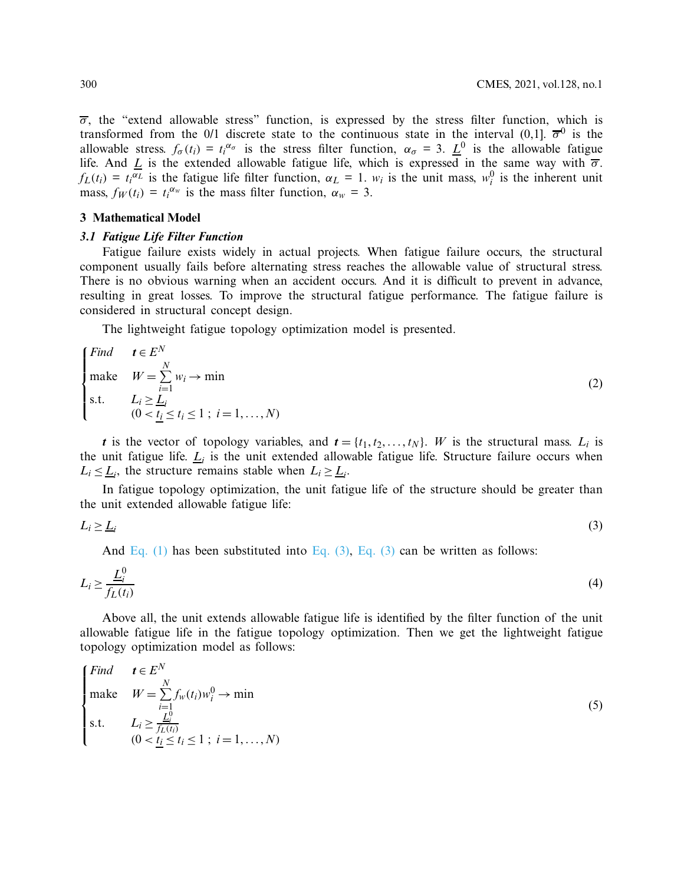$\overline{\sigma}$, the "extend allowable stress" function, is expressed by the stress filter function, which is transformed from the 0/1 discrete state to the continuous state in the interval (0,1]. $\overline{\sigma}^0$ is the allowable stress. $f_\sigma(t_i) = t_i^{\alpha_\sigma}$ is the stress filter function, $\alpha_\sigma = 3$. $\underline{L}^0$ is the allowable fatigue life. And $\underline{L}$ is the extended allowable fatigue life, which is expressed in the same way with $\overline{\sigma}$. $f_L(t_i) = t_i^{\alpha_L}$ is the fatigue life filter function, $\alpha_L = 1$. $w_i$ is the unit mass, $w_i^0$ is the inherent unit mass, $f_W(t_i) = t_i^{\alpha_w}$ is the mass filter function, $\alpha_w = 3$.

## 3 Mathematical Model

### 3.1 Fatigue Life Filter Function

Fatigue failure exists widely in actual projects. When fatigue failure occurs, the structural component usually fails before alternating stress reaches the allowable value of structural stress. There is no obvious warning when an accident occurs. And it is difficult to prevent in advance, resulting in great losses. To improve the structural fatigue performance. The fatigue failure is considered in structural concept design.

The lightweight fatigue topology optimization model is presented.

$$\begin{cases} \textit{Find} & \boldsymbol{t} \in E^N \\ \text{make} & W = \sum\limits_{i=1}^{N} w_i \to \min \\ \text{s.t.} & L_i \geq \underline{L}_i \\ & (0 < \underline{t_i} \leq t_i \leq 1\;;\; i = 1, \ldots, N) \end{cases} \tag{2}$$

$\boldsymbol{t}$ is the vector of topology variables, and $\boldsymbol{t} = \{t_1, t_2, \ldots, t_N\}$. $W$ is the structural mass. $L_i$ is the unit fatigue life. $\underline{L}_i$ is the unit extended allowable fatigue life. Structure failure occurs when $L_i \leq \underline{L}_i$, the structure remains stable when $L_i \geq \underline{L}_i$.

In fatigue topology optimization, the unit fatigue life of the structure should be greater than the unit extended allowable fatigue life:

$$L_i \geq \underline{L}_i \tag{3}$$

And Eq. (1) has been substituted into Eq. (3), Eq. (3) can be written as follows:

$$L_i \geq \frac{\underline{L}_i^0}{f_L(t_i)} \tag{4}$$

Above all, the unit extends allowable fatigue life is identified by the filter function of the unit allowable fatigue life in the fatigue topology optimization. Then we get the lightweight fatigue topology optimization model as follows:

$$\begin{cases} \textit{Find} & \boldsymbol{t} \in E^N \\ \text{make} & W = \sum\limits_{i=1}^{N} f_w(t_i) w_i^0 \to \min \\ \text{s.t.} & L_i \geq \frac{\underline{L}_i^0}{f_L(t_i)} \\ & (0 < \underline{t_i} \leq t_i \leq 1\;;\; i = 1, \ldots, N) \end{cases} \tag{5}$$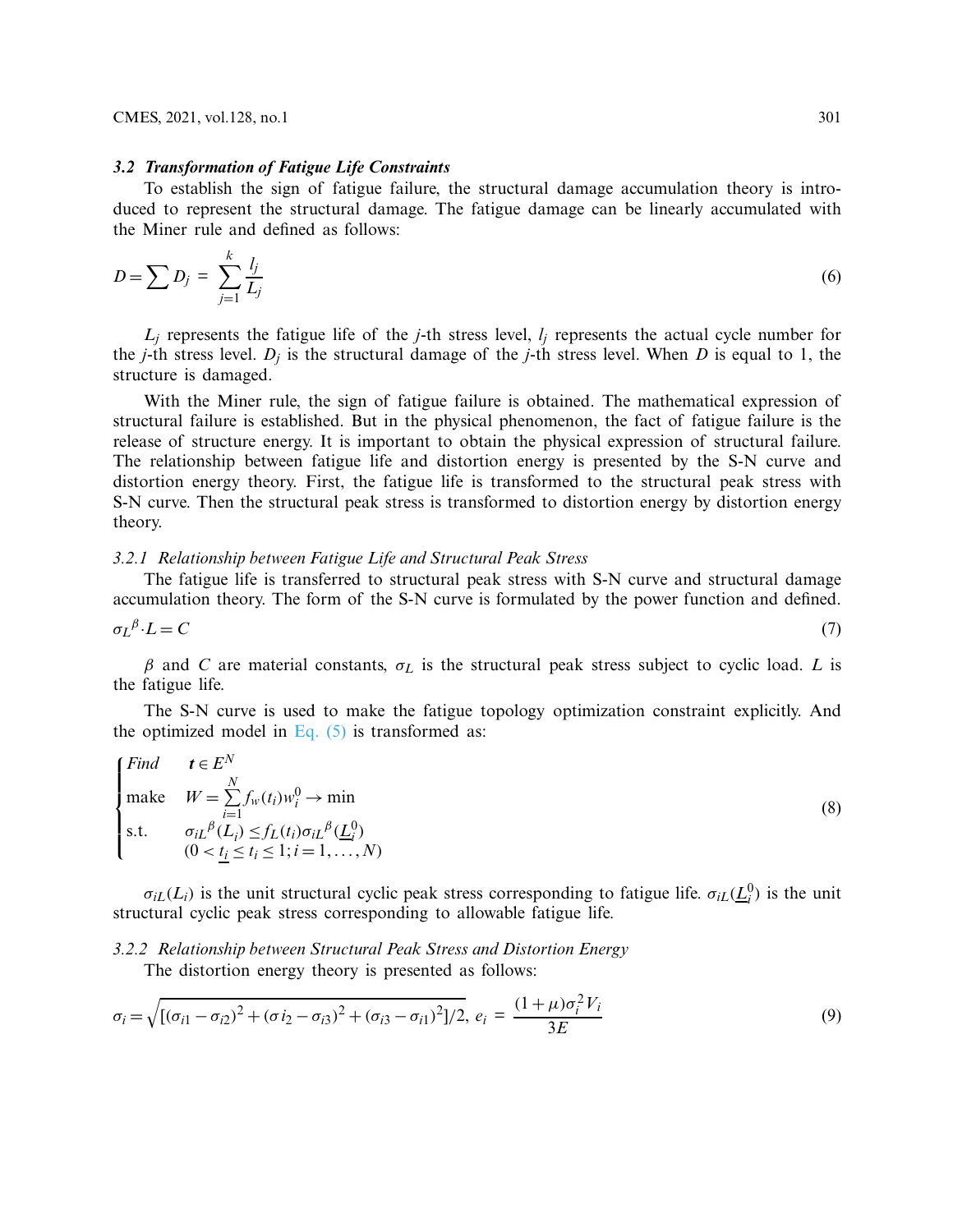### 3.2 Transformation of Fatigue Life Constraints

To establish the sign of fatigue failure, the structural damage accumulation theory is introduced to represent the structural damage. The fatigue damage can be linearly accumulated with the Miner rule and defined as follows:

$$D = \sum D_j = \sum_{j=1}^{k} \frac{l_j}{L_j} \tag{6}$$

$L_j$ represents the fatigue life of the $j$-th stress level, $l_j$ represents the actual cycle number for the $j$-th stress level. $D_j$ is the structural damage of the $j$-th stress level. When $D$ is equal to 1, the structure is damaged.

With the Miner rule, the sign of fatigue failure is obtained. The mathematical expression of structural failure is established. But in the physical phenomenon, the fact of fatigue failure is the release of structure energy. It is important to obtain the physical expression of structural failure. The relationship between fatigue life and distortion energy is presented by the S-N curve and distortion energy theory. First, the fatigue life is transformed to the structural peak stress with S-N curve. Then the structural peak stress is transformed to distortion energy by distortion energy theory.

#### 3.2.1 Relationship between Fatigue Life and Structural Peak Stress

The fatigue life is transferred to structural peak stress with S-N curve and structural damage accumulation theory. The form of the S-N curve is formulated by the power function and defined.

$$\sigma_L{}^{\beta} \cdot L = C \tag{7}$$

$\beta$ and $C$ are material constants, $\sigma_L$ is the structural peak stress subject to cyclic load. $L$ is the fatigue life.

The S-N curve is used to make the fatigue topology optimization constraint explicitly. And the optimized model in Eq. (5) is transformed as:

$$\begin{cases} \text{Find} & \boldsymbol{t} \in E^N \\ \text{make} & W = \sum_{i=1}^{N} f_w(t_i) w_i^0 \to \min \\ \text{s.t.} & \sigma_{iL}{}^{\beta}(L_i) \le f_L(t_i) \sigma_{iL}{}^{\beta}(\underline{L}_i^0) \\ & (0 < \underline{t_i} \le t_i \le 1; i = 1, \ldots, N) \end{cases} \tag{8}$$

$\sigma_{iL}(L_i)$ is the unit structural cyclic peak stress corresponding to fatigue life. $\sigma_{iL}(\underline{L}_i^0)$ is the unit structural cyclic peak stress corresponding to allowable fatigue life.

#### 3.2.2 Relationship between Structural Peak Stress and Distortion Energy

The distortion energy theory is presented as follows:

$$\sigma_i = \sqrt{[(\sigma_{i1} - \sigma_{i2})^2 + (\sigma_{i2} - \sigma_{i3})^2 + (\sigma_{i3} - \sigma_{i1})^2]/2}, \; e_i = \frac{(1+\mu)\sigma_i^2 V_i}{3E} \tag{9}$$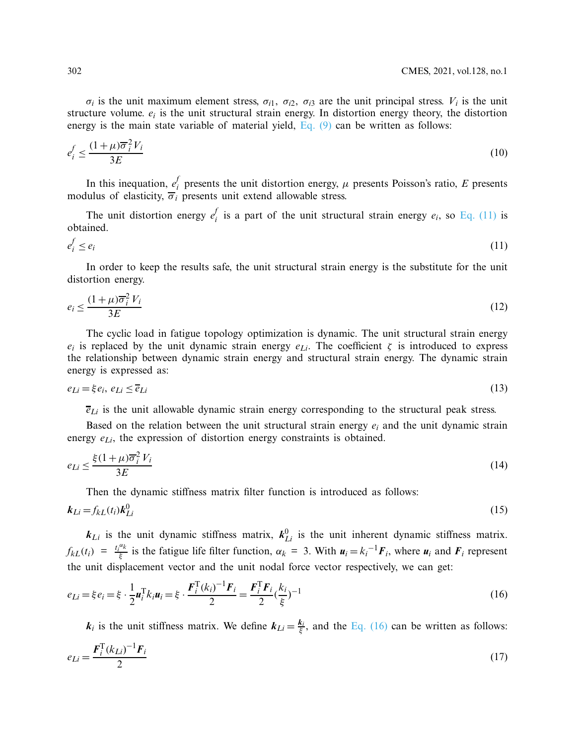$\sigma_i$ is the unit maximum element stress, $\sigma_{i1}$, $\sigma_{i2}$, $\sigma_{i3}$ are the unit principal stress. $V_i$ is the unit structure volume. $e_i$ is the unit structural strain energy. In distortion energy theory, the distortion energy is the main state variable of material yield, Eq. (9) can be written as follows:

$$e_i^f \leq \frac{(1+\mu)\overline{\sigma}_i^2 V_i}{3E} \tag{10}$$

In this inequation, $e_i^f$ presents the unit distortion energy, $\mu$ presents Poisson's ratio, $E$ presents modulus of elasticity, $\overline{\sigma}_i$ presents unit extend allowable stress.

The unit distortion energy $e_i^f$ is a part of the unit structural strain energy $e_i$, so Eq. (11) is obtained.

$$e_i^f \leq e_i \tag{11}$$

In order to keep the results safe, the unit structural strain energy is the substitute for the unit distortion energy.

$$e_i \leq \frac{(1+\mu)\overline{\sigma}_i^2 V_i}{3E} \tag{12}$$

The cyclic load in fatigue topology optimization is dynamic. The unit structural strain energy $e_i$ is replaced by the unit dynamic strain energy $e_{Li}$. The coefficient $\zeta$ is introduced to express the relationship between dynamic strain energy and structural strain energy. The dynamic strain energy is expressed as:

$$e_{Li} = \xi e_i,\ e_{Li} \leq \overline{e}_{Li} \tag{13}$$

$\overline{e}_{Li}$ is the unit allowable dynamic strain energy corresponding to the structural peak stress.

Based on the relation between the unit structural strain energy $e_i$ and the unit dynamic strain energy $e_{Li}$, the expression of distortion energy constraints is obtained.

$$e_{Li} \leq \frac{\xi(1+\mu)\overline{\sigma}_i^2 V_i}{3E} \tag{14}$$

Then the dynamic stiffness matrix filter function is introduced as follows:

$$\boldsymbol{k}_{Li} = f_{kL}(t_i)\boldsymbol{k}_{Li}^0 \tag{15}$$

$\boldsymbol{k}_{Li}$ is the unit dynamic stiffness matrix, $\boldsymbol{k}_{Li}^0$ is the unit inherent dynamic stiffness matrix. $f_{kL}(t_i) = \frac{t_i^{\alpha_k}}{\xi}$ is the fatigue life filter function, $\alpha_k = 3$. With $\boldsymbol{u}_i = {k_i}^{-1}\boldsymbol{F}_i$, where $\boldsymbol{u}_i$ and $\boldsymbol{F}_i$ represent the unit displacement vector and the unit nodal force vector respectively, we can get:

$$e_{Li} = \xi e_i = \xi \cdot \frac{1}{2}\boldsymbol{u}_i^{\mathrm{T}} k_i \boldsymbol{u}_i = \xi \cdot \frac{\boldsymbol{F}_i^{\mathrm{T}}(k_i)^{-1}\boldsymbol{F}_i}{2} = \frac{\boldsymbol{F}_i^{\mathrm{T}}\boldsymbol{F}_i}{2}\left(\frac{k_i}{\xi}\right)^{-1} \tag{16}$$

$\boldsymbol{k}_i$ is the unit stiffness matrix. We define $\boldsymbol{k}_{Li} = \frac{\boldsymbol{k}_i}{\xi}$, and the Eq. (16) can be written as follows:

$$e_{Li} = \frac{\boldsymbol{F}_i^{\mathrm{T}}(\boldsymbol{k}_{Li})^{-1}\boldsymbol{F}_i}{2} \tag{17}$$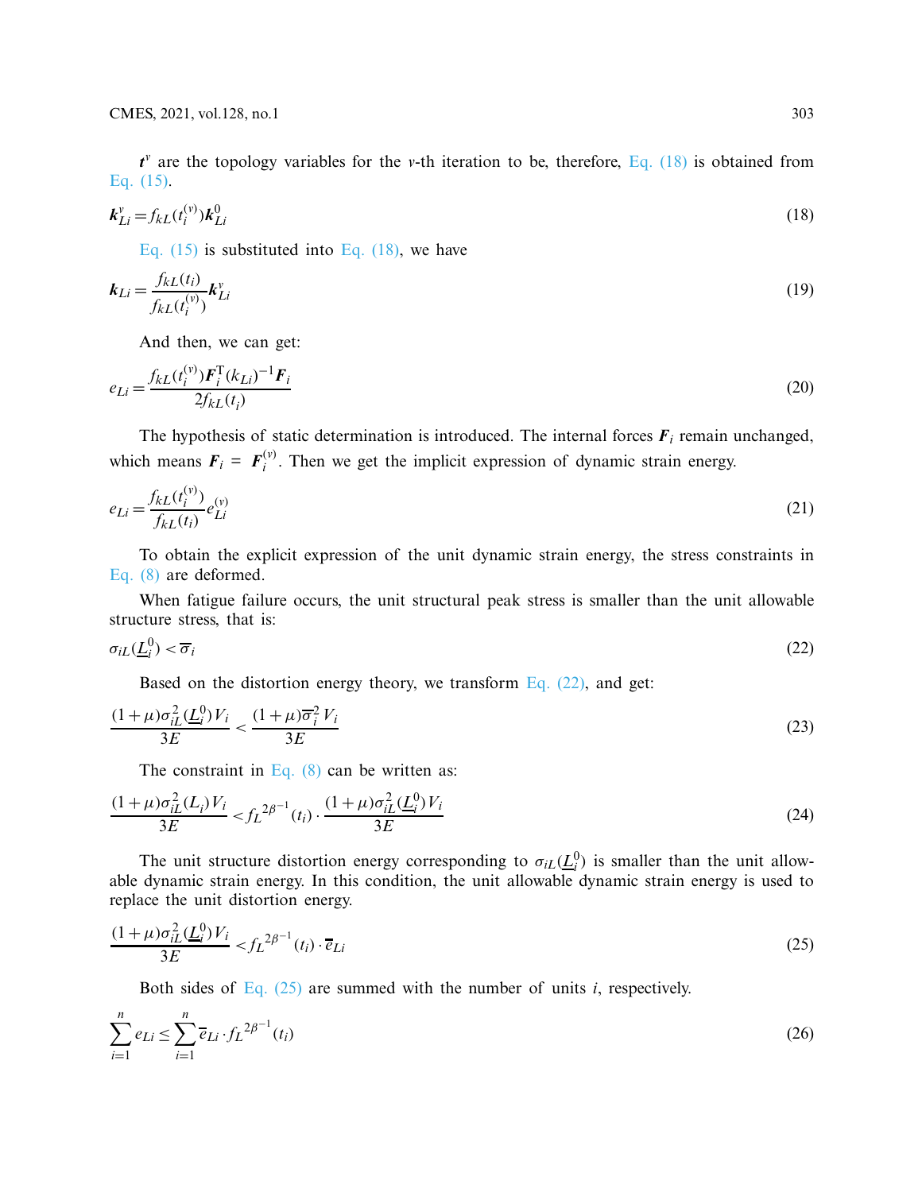$\boldsymbol{t}^v$ are the topology variables for the $v$-th iteration to be, therefore, Eq. (18) is obtained from Eq. (15).

$$\boldsymbol{k}_{Li}^{v} = f_{kL}(t_i^{(v)})\boldsymbol{k}_{Li}^{0} \tag{18}$$

Eq. (15) is substituted into Eq. (18), we have

$$\boldsymbol{k}_{Li} = \frac{f_{kL}(t_i)}{f_{kL}(t_i^{(v)})}\boldsymbol{k}_{Li}^{v} \tag{19}$$

And then, we can get:

$$e_{Li} = \frac{f_{kL}(t_i^{(v)})\boldsymbol{F}_i^{\mathrm{T}}(k_{Li})^{-1}\boldsymbol{F}_i}{2f_{kL}(t_i)} \tag{20}$$

The hypothesis of static determination is introduced. The internal forces $\boldsymbol{F}_i$ remain unchanged, which means $\boldsymbol{F}_i = \boldsymbol{F}_i^{(v)}$. Then we get the implicit expression of dynamic strain energy.

$$e_{Li} = \frac{f_{kL}(t_i^{(v)})}{f_{kL}(t_i)}e_{Li}^{(v)} \tag{21}$$

To obtain the explicit expression of the unit dynamic strain energy, the stress constraints in Eq. (8) are deformed.

When fatigue failure occurs, the unit structural peak stress is smaller than the unit allowable structure stress, that is:

$$\sigma_{iL}(\underline{L}_i^0) < \overline{\sigma}_i \tag{22}$$

Based on the distortion energy theory, we transform Eq. (22), and get:

$$\frac{(1+\mu)\sigma_{iL}^2(\underline{L}_i^0)V_i}{3E} < \frac{(1+\mu)\overline{\sigma}_i^2 V_i}{3E} \tag{23}$$

The constraint in Eq. (8) can be written as:

$$\frac{(1+\mu)\sigma_{iL}^2(L_i)V_i}{3E} < {f_L}^{2\beta^{-1}}(t_i)\cdot\frac{(1+\mu)\sigma_{iL}^2(\underline{L}_i^0)V_i}{3E} \tag{24}$$

The unit structure distortion energy corresponding to $\sigma_{iL}(\underline{L}_i^0)$ is smaller than the unit allowable dynamic strain energy. In this condition, the unit allowable dynamic strain energy is used to replace the unit distortion energy.

$$\frac{(1+\mu)\sigma_{iL}^2(\underline{L}_i^0)V_i}{3E} < {f_L}^{2\beta^{-1}}(t_i)\cdot\overline{e}_{Li} \tag{25}$$

Both sides of Eq. (25) are summed with the number of units $i$, respectively.

$$\sum_{i=1}^{n} e_{Li} \le \sum_{i=1}^{n} \overline{e}_{Li}\cdot{f_L}^{2\beta^{-1}}(t_i) \tag{26}$$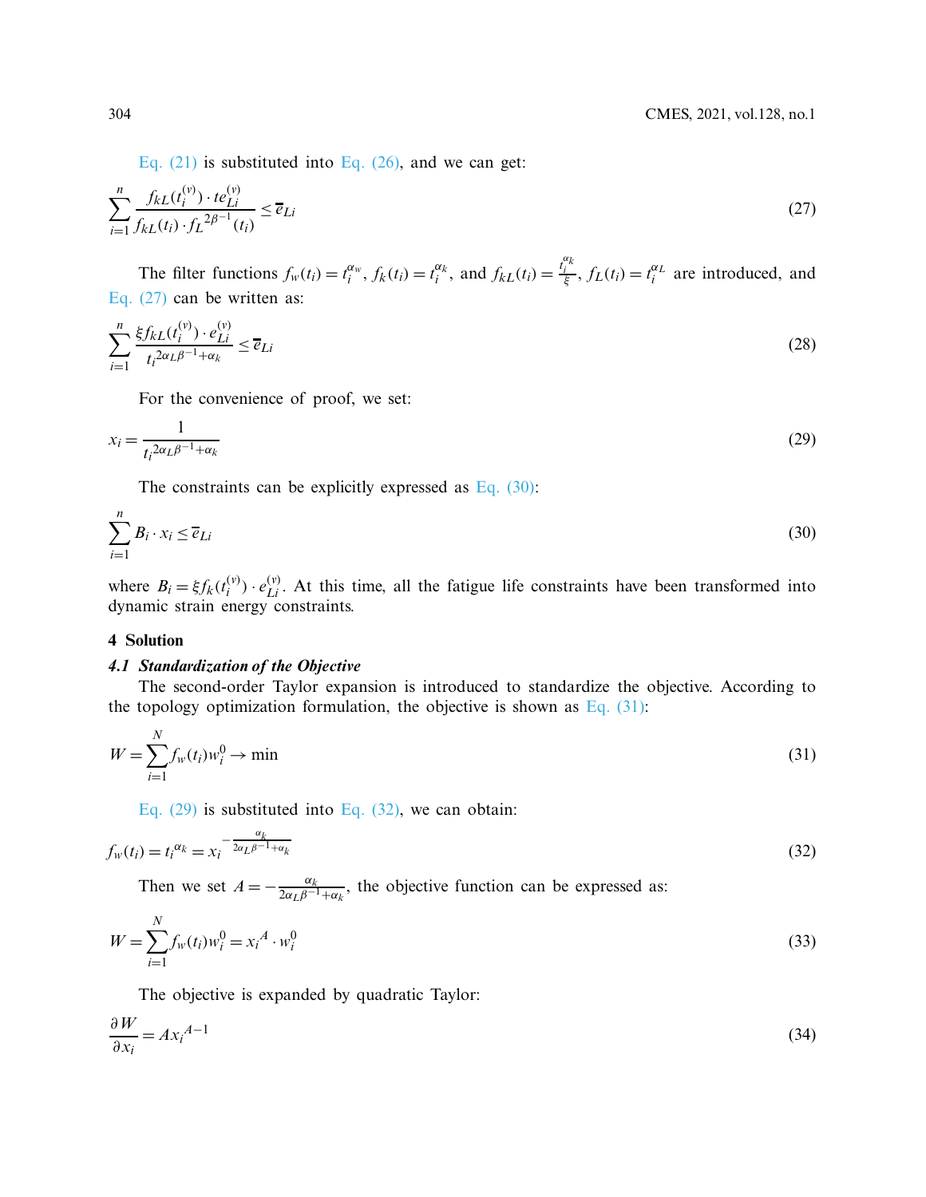Eq. (21) is substituted into Eq. (26), and we can get:

$$\sum_{i=1}^{n} \frac{f_{kL}(t_i^{(v)}) \cdot te_{Li}^{(v)}}{f_{kL}(t_i) \cdot f_L{}^{2\beta^{-1}}(t_i)} \leq \overline{e}_{Li} \tag{27}$$

The filter functions $f_w(t_i) = t_i^{\alpha_w}$, $f_k(t_i) = t_i^{\alpha_k}$, and $f_{kL}(t_i) = \frac{t_i^{\alpha_k}}{\xi}$, $f_L(t_i) = t_i^{\alpha_L}$ are introduced, and Eq. (27) can be written as:

$$\sum_{i=1}^{n} \frac{\xi f_{kL}(t_i^{(v)}) \cdot e_{Li}^{(v)}}{t_i{}^{2\alpha_L\beta^{-1}+\alpha_k}} \leq \overline{e}_{Li} \tag{28}$$

For the convenience of proof, we set:

$$x_i = \frac{1}{t_i{}^{2\alpha_L\beta^{-1}+\alpha_k}} \tag{29}$$

The constraints can be explicitly expressed as Eq. (30):

$$\sum_{i=1}^{n} B_i \cdot x_i \leq \overline{e}_{Li} \tag{30}$$

where $B_i = \xi f_k(t_i^{(v)}) \cdot e_{Li}^{(v)}$. At this time, all the fatigue life constraints have been transformed into dynamic strain energy constraints.

## 4 Solution

### *4.1 Standardization of the Objective*

The second-order Taylor expansion is introduced to standardize the objective. According to the topology optimization formulation, the objective is shown as Eq. (31):

$$W = \sum_{i=1}^{N} f_w(t_i) w_i^0 \rightarrow \min \tag{31}$$

Eq. (29) is substituted into Eq. (32), we can obtain:

$$f_w(t_i) = t_i{}^{\alpha_k} = x_i{}^{-\frac{\alpha_k}{2\alpha_L\beta^{-1}+\alpha_k}} \tag{32}$$

Then we set $A = -\frac{\alpha_k}{2\alpha_L\beta^{-1}+\alpha_k}$, the objective function can be expressed as:

$$W = \sum_{i=1}^{N} f_w(t_i) w_i^0 = x_i{}^A \cdot w_i^0 \tag{33}$$

The objective is expanded by quadratic Taylor:

$$\frac{\partial W}{\partial x_i} = A x_i{}^{A-1} \tag{34}$$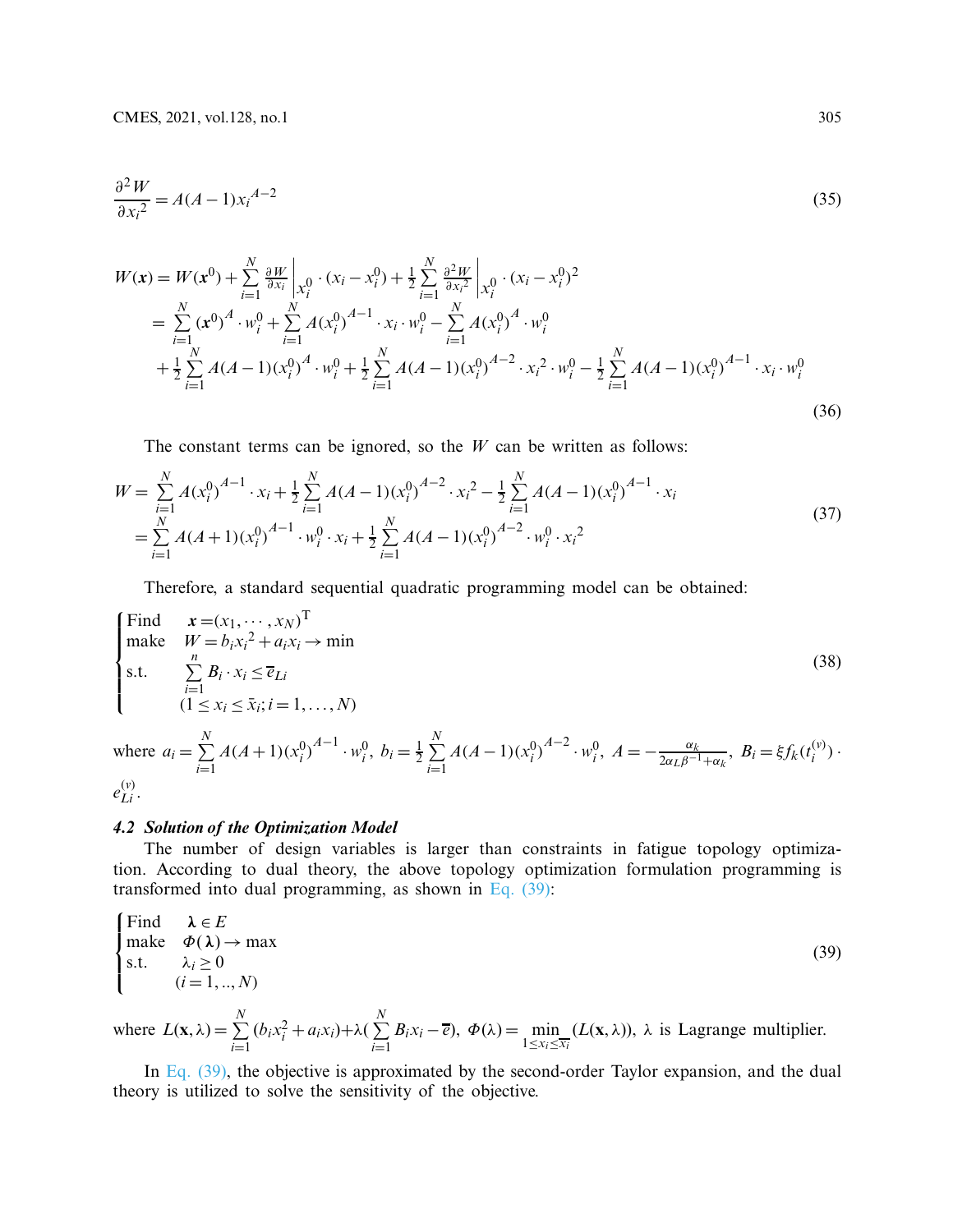$$\frac{\partial^2 W}{\partial {x_i}^2} = A(A-1){x_i}^{A-2} \tag{35}$$

$$\begin{aligned}
W(\boldsymbol{x}) &= W(\boldsymbol{x}^0) + \sum_{i=1}^{N} \frac{\partial W}{\partial x_i}\bigg|_{x_i^0} \cdot (x_i - x_i^0) + \frac{1}{2}\sum_{i=1}^{N} \frac{\partial^2 W}{\partial {x_i}^2}\bigg|_{x_i^0} \cdot (x_i - x_i^0)^2 \\
&= \sum_{i=1}^{N} (\boldsymbol{x}^0)^A \cdot w_i^0 + \sum_{i=1}^{N} A(x_i^0)^{A-1} \cdot x_i \cdot w_i^0 - \sum_{i=1}^{N} A(x_i^0)^A \cdot w_i^0 \\
&\quad + \frac{1}{2}\sum_{i=1}^{N} A(A-1)(x_i^0)^A \cdot w_i^0 + \frac{1}{2}\sum_{i=1}^{N} A(A-1)(x_i^0)^{A-2} \cdot {x_i}^2 \cdot w_i^0 - \frac{1}{2}\sum_{i=1}^{N} A(A-1)(x_i^0)^{A-1} \cdot x_i \cdot w_i^0
\end{aligned} \tag{36}$$

The constant terms can be ignored, so the $W$ can be written as follows:

$$\begin{aligned}
W &= \sum_{i=1}^{N} A(x_i^0)^{A-1} \cdot x_i + \frac{1}{2}\sum_{i=1}^{N} A(A-1)(x_i^0)^{A-2} \cdot {x_i}^2 - \frac{1}{2}\sum_{i=1}^{N} A(A-1)(x_i^0)^{A-1} \cdot x_i \\
&= \sum_{i=1}^{N} A(A+1)(x_i^0)^{A-1} \cdot w_i^0 \cdot x_i + \frac{1}{2}\sum_{i=1}^{N} A(A-1)(x_i^0)^{A-2} \cdot w_i^0 \cdot {x_i}^2
\end{aligned} \tag{37}$$

Therefore, a standard sequential quadratic programming model can be obtained:

$$\begin{cases}
\text{Find} & \boldsymbol{x} = (x_1, \cdots, x_N)^{\mathrm{T}} \\
\text{make} & W = b_i {x_i}^2 + a_i x_i \to \min \\
\text{s.t.} & \sum_{i=1}^{n} B_i \cdot x_i \le \overline{e}_{Li} \\
 & (1 \le x_i \le \bar{x}_i; i = 1, \ldots, N)
\end{cases} \tag{38}$$

where $a_i = \sum_{i=1}^{N} A(A+1)(x_i^0)^{A-1} \cdot w_i^0$, $b_i = \frac{1}{2}\sum_{i=1}^{N} A(A-1)(x_i^0)^{A-2} \cdot w_i^0$, $A = -\frac{\alpha_k}{2\alpha_L \beta^{-1} + \alpha_k}$, $B_i = \xi f_k(t_i^{(v)}) \cdot e_{Li}^{(v)}$.

### 4.2 Solution of the Optimization Model

The number of design variables is larger than constraints in fatigue topology optimization. According to dual theory, the above topology optimization formulation programming is transformed into dual programming, as shown in Eq. (39):

$$\begin{cases}
\text{Find} & \boldsymbol{\lambda} \in E \\
\text{make} & \Phi(\boldsymbol{\lambda}) \to \max \\
\text{s.t.} & \lambda_i \ge 0 \\
 & (i = 1, .., N)
\end{cases} \tag{39}$$

where $L(\mathbf{x}, \lambda) = \sum_{i=1}^{N} (b_i x_i^2 + a_i x_i) + \lambda(\sum_{i=1}^{N} B_i x_i - \overline{e})$, $\Phi(\lambda) = \min_{1 \le x_i \le \overline{x_i}} (L(\mathbf{x}, \lambda))$, $\lambda$ is Lagrange multiplier.

In Eq. (39), the objective is approximated by the second-order Taylor expansion, and the dual theory is utilized to solve the sensitivity of the objective.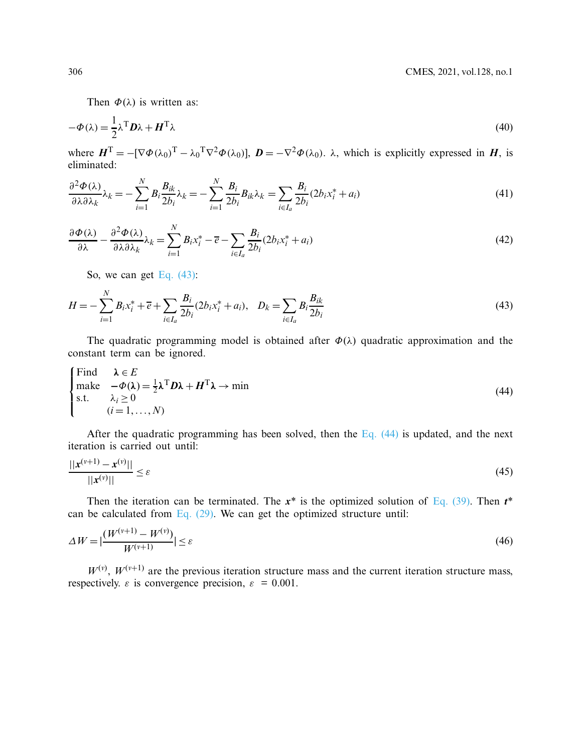Then $\Phi(\lambda)$ is written as:

$$-\Phi(\lambda)=\frac{1}{2}\lambda^{\mathrm{T}}\boldsymbol{D}\lambda+\boldsymbol{H}^{\mathrm{T}}\lambda \tag{40}$$

where $\boldsymbol{H}^{\mathrm{T}}=-[\nabla\Phi(\lambda_0)^{\mathrm{T}}-\lambda_0{}^{\mathrm{T}}\nabla^2\Phi(\lambda_0)]$, $\boldsymbol{D}=-\nabla^2\Phi(\lambda_0)$. $\lambda$, which is explicitly expressed in $\boldsymbol{H}$, is eliminated:

$$\frac{\partial^2\Phi(\lambda)}{\partial\lambda\partial\lambda_k}\lambda_k=-\sum_{i=1}^{N}B_i\frac{B_{ik}}{2b_i}\lambda_k=-\sum_{i=1}^{N}\frac{B_i}{2b_i}B_{ik}\lambda_k=\sum_{i\in I_a}\frac{B_i}{2b_i}(2b_ix_i^*+a_i) \tag{41}$$

$$\frac{\partial\Phi(\lambda)}{\partial\lambda}-\frac{\partial^2\Phi(\lambda)}{\partial\lambda\partial\lambda_k}\lambda_k=\sum_{i=1}^{N}B_ix_i^*-\overline{e}-\sum_{i\in I_a}\frac{B_i}{2b_i}(2b_ix_i^*+a_i) \tag{42}$$

So, we can get Eq. (43):

$$H=-\sum_{i=1}^{N}B_ix_i^*+\overline{e}+\sum_{i\in I_a}\frac{B_i}{2b_i}(2b_ix_i^*+a_i),\quad D_k=\sum_{i\in I_a}B_i\frac{B_{ik}}{2b_i} \tag{43}$$

The quadratic programming model is obtained after $\Phi(\lambda)$ quadratic approximation and the constant term can be ignored.

$$\begin{cases}\text{Find} & \boldsymbol{\lambda}\in E\\ \text{make} & -\Phi(\boldsymbol{\lambda})=\frac{1}{2}\boldsymbol{\lambda}^{\mathrm{T}}\boldsymbol{D}\boldsymbol{\lambda}+\boldsymbol{H}^{\mathrm{T}}\boldsymbol{\lambda}\rightarrow\min\\ \text{s.t.} & \lambda_i\geq 0\\ & (i=1,\ldots,N)\end{cases} \tag{44}$$

After the quadratic programming has been solved, then the Eq. (44) is updated, and the next iteration is carried out until:

$$\frac{||\boldsymbol{x}^{(v+1)}-\boldsymbol{x}^{(v)}||}{||\boldsymbol{x}^{(v)}||}\leq\varepsilon \tag{45}$$

Then the iteration can be terminated. The $\boldsymbol{x}^*$ is the optimized solution of Eq. (39). Then $\boldsymbol{t}^*$ can be calculated from Eq. (29). We can get the optimized structure until:

$$\Delta W=|\frac{(W^{(v+1)}-W^{(v)})}{W^{(v+1)}}|\leq\varepsilon \tag{46}$$

$W^{(v)}$, $W^{(v+1)}$ are the previous iteration structure mass and the current iteration structure mass, respectively. $\varepsilon$ is convergence precision, $\varepsilon = 0.001$.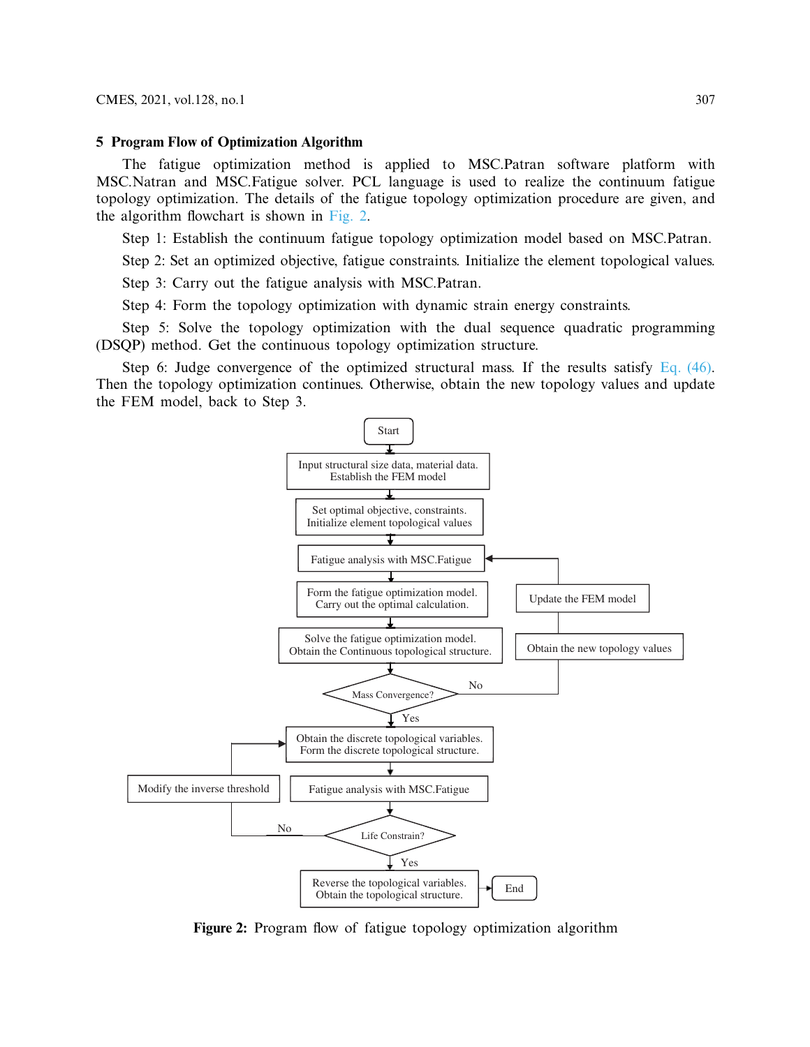## 5 Program Flow of Optimization Algorithm

The fatigue optimization method is applied to MSC.Patran software platform with MSC.Natran and MSC.Fatigue solver. PCL language is used to realize the continuum fatigue topology optimization. The details of the fatigue topology optimization procedure are given, and the algorithm flowchart is shown in Fig. 2.

Step 1: Establish the continuum fatigue topology optimization model based on MSC.Patran.

Step 2: Set an optimized objective, fatigue constraints. Initialize the element topological values.

Step 3: Carry out the fatigue analysis with MSC.Patran.

Step 4: Form the topology optimization with dynamic strain energy constraints.

Step 5: Solve the topology optimization with the dual sequence quadratic programming (DSQP) method. Get the continuous topology optimization structure.

Step 6: Judge convergence of the optimized structural mass. If the results satisfy Eq. (46). Then the topology optimization continues. Otherwise, obtain the new topology values and update the FEM model, back to Step 3.

Start → Input structural size data, material data. Establish the FEM model → Set optimal objective, constraints. Initialize element topological values → Fatigue analysis with MSC.Fatigue → Form the fatigue optimization model. Carry out the optimal calculation. → Solve the fatigue optimization model. Obtain the Continuous topological structure. → Mass Convergence? (No → Obtain the new topology values → Update the FEM model → Fatigue analysis with MSC.Fatigue; Yes →) Obtain the discrete topological variables. Form the discrete topological structure. → Fatigue analysis with MSC.Fatigue → Life Constrain? (No → Modify the inverse threshold → Obtain the discrete topological variables; Yes →) Reverse the topological variables. Obtain the topological structure. → End

**Figure 2:** Program flow of fatigue topology optimization algorithm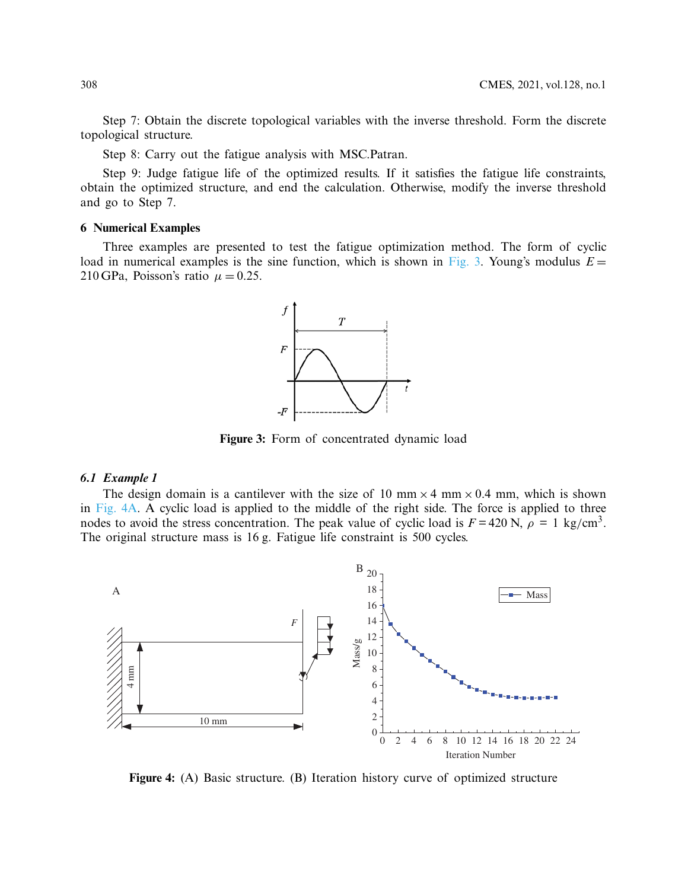Step 7: Obtain the discrete topological variables with the inverse threshold. Form the discrete topological structure.

Step 8: Carry out the fatigue analysis with MSC.Patran.

Step 9: Judge fatigue life of the optimized results. If it satisfies the fatigue life constraints, obtain the optimized structure, and end the calculation. Otherwise, modify the inverse threshold and go to Step 7.

## 6 Numerical Examples

Three examples are presented to test the fatigue optimization method. The form of cyclic load in numerical examples is the sine function, which is shown in Fig. 3. Young's modulus $E = 210\,\text{GPa}$, Poisson's ratio $\mu = 0.25$.

**Figure 3:** Form of concentrated dynamic load

### *6.1 Example 1*

The design domain is a cantilever with the size of 10 mm × 4 mm × 0.4 mm, which is shown in Fig. 4A. A cyclic load is applied to the middle of the right side. The force is applied to three nodes to avoid the stress concentration. The peak value of cyclic load is $F = 420\,\text{N}$, $\rho = 1\ \text{kg/cm}^3$. The original structure mass is 16 g. Fatigue life constraint is 500 cycles.

**Figure 4:** (A) Basic structure. (B) Iteration history curve of optimized structure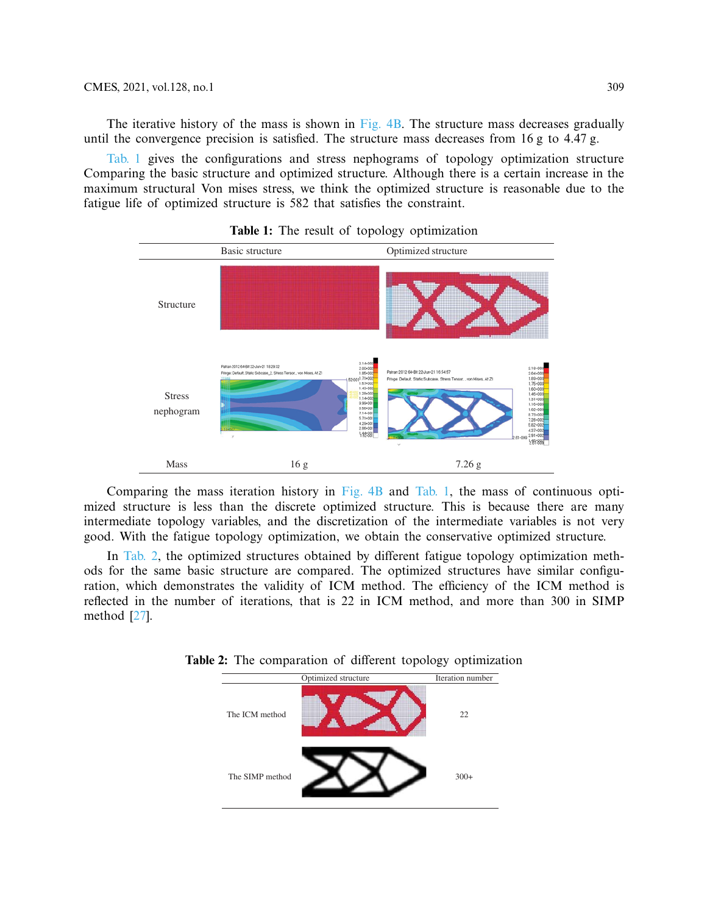The iterative history of the mass is shown in Fig. 4B. The structure mass decreases gradually until the convergence precision is satisfied. The structure mass decreases from 16 g to 4.47 g.

Tab. 1 gives the configurations and stress nephograms of topology optimization structure Comparing the basic structure and optimized structure. Although there is a certain increase in the maximum structural Von mises stress, we think the optimized structure is reasonable due to the fatigue life of optimized structure is 582 that satisfies the constraint.

**Table 1:** The result of topology optimization

| | Basic structure | Optimized structure |
|---|---|---|
| Structure | | |
| Stress nephogram | | |
| Mass | 16 g | 7.26 g |

Comparing the mass iteration history in Fig. 4B and Tab. 1, the mass of continuous optimized structure is less than the discrete optimized structure. This is because there are many intermediate topology variables, and the discretization of the intermediate variables is not very good. With the fatigue topology optimization, we obtain the conservative optimized structure.

In Tab. 2, the optimized structures obtained by different fatigue topology optimization methods for the same basic structure are compared. The optimized structures have similar configuration, which demonstrates the validity of ICM method. The efficiency of the ICM method is reflected in the number of iterations, that is 22 in ICM method, and more than 300 in SIMP method [27].

**Table 2:** The comparation of different topology optimization

| | Optimized structure | Iteration number |
|---|---|---|
| The ICM method | | 22 |
| The SIMP method | | 300+ |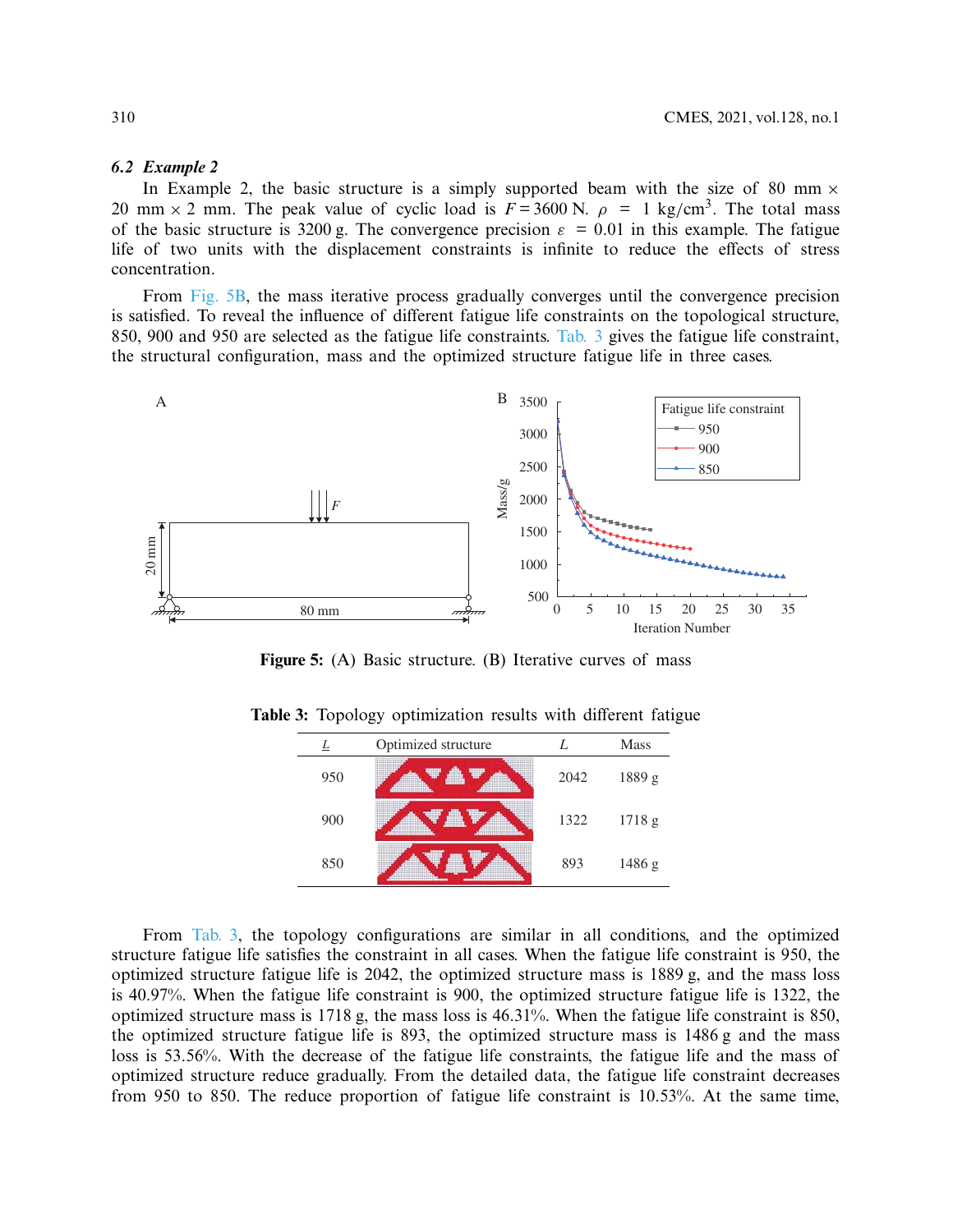### *6.2 Example 2*

In Example 2, the basic structure is a simply supported beam with the size of 80 mm × 20 mm × 2 mm. The peak value of cyclic load is $F = 3600$ N. $\rho = 1$ kg/cm$^3$. The total mass of the basic structure is 3200 g. The convergence precision $\varepsilon = 0.01$ in this example. The fatigue life of two units with the displacement constraints is infinite to reduce the effects of stress concentration.

From Fig. 5B, the mass iterative process gradually converges until the convergence precision is satisfied. To reveal the influence of different fatigue life constraints on the topological structure, 850, 900 and 950 are selected as the fatigue life constraints. Tab. 3 gives the fatigue life constraint, the structural configuration, mass and the optimized structure fatigue life in three cases.

**Figure 5:** (A) Basic structure. (B) Iterative curves of mass

**Table 3:** Topology optimization results with different fatigue

| $\underline{L}$ | Optimized structure | $L$ | Mass |
|---|---|---|---|
| 950 | | 2042 | 1889 g |
| 900 | | 1322 | 1718 g |
| 850 | | 893 | 1486 g |

From Tab. 3, the topology configurations are similar in all conditions, and the optimized structure fatigue life satisfies the constraint in all cases. When the fatigue life constraint is 950, the optimized structure fatigue life is 2042, the optimized structure mass is 1889 g, and the mass loss is 40.97%. When the fatigue life constraint is 900, the optimized structure fatigue life is 1322, the optimized structure mass is 1718 g, the mass loss is 46.31%. When the fatigue life constraint is 850, the optimized structure fatigue life is 893, the optimized structure mass is 1486 g and the mass loss is 53.56%. With the decrease of the fatigue life constraints, the fatigue life and the mass of optimized structure reduce gradually. From the detailed data, the fatigue life constraint decreases from 950 to 850. The reduce proportion of fatigue life constraint is 10.53%. At the same time,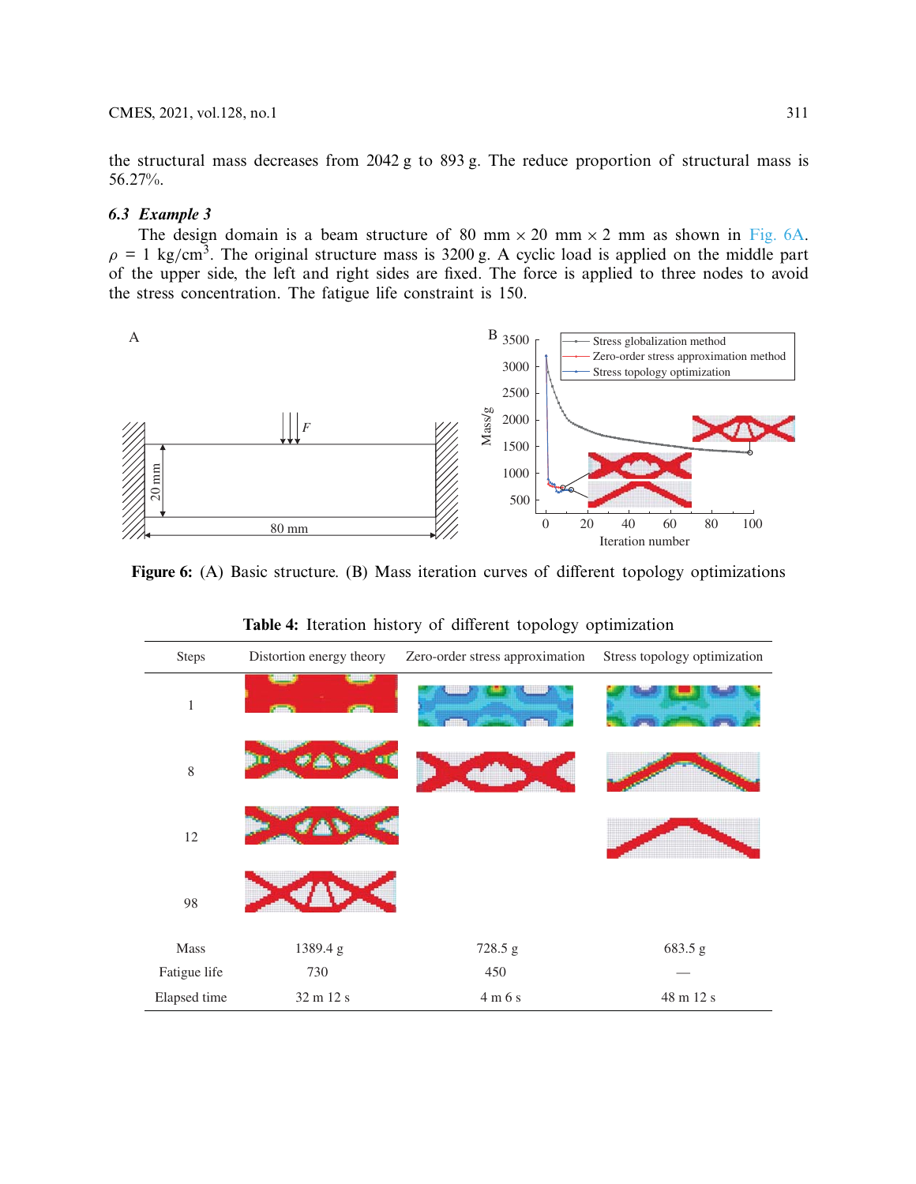the structural mass decreases from 2042 g to 893 g. The reduce proportion of structural mass is 56.27%.

### *6.3 Example 3*

The design domain is a beam structure of 80 mm × 20 mm × 2 mm as shown in Fig. 6A. $\rho$ = 1 kg/cm$^3$. The original structure mass is 3200 g. A cyclic load is applied on the middle part of the upper side, the left and right sides are fixed. The force is applied to three nodes to avoid the stress concentration. The fatigue life constraint is 150.

**Figure 6:** (A) Basic structure. (B) Mass iteration curves of different topology optimizations

**Table 4:** Iteration history of different topology optimization

| Steps | Distortion energy theory | Zero-order stress approximation | Stress topology optimization |
|---|---|---|---|
| 1 | | | |
| 8 | | | |
| 12 | | | |
| 98 | | | |
| Mass | 1389.4 g | 728.5 g | 683.5 g |
| Fatigue life | 730 | 450 | — |
| Elapsed time | 32 m 12 s | 4 m 6 s | 48 m 12 s |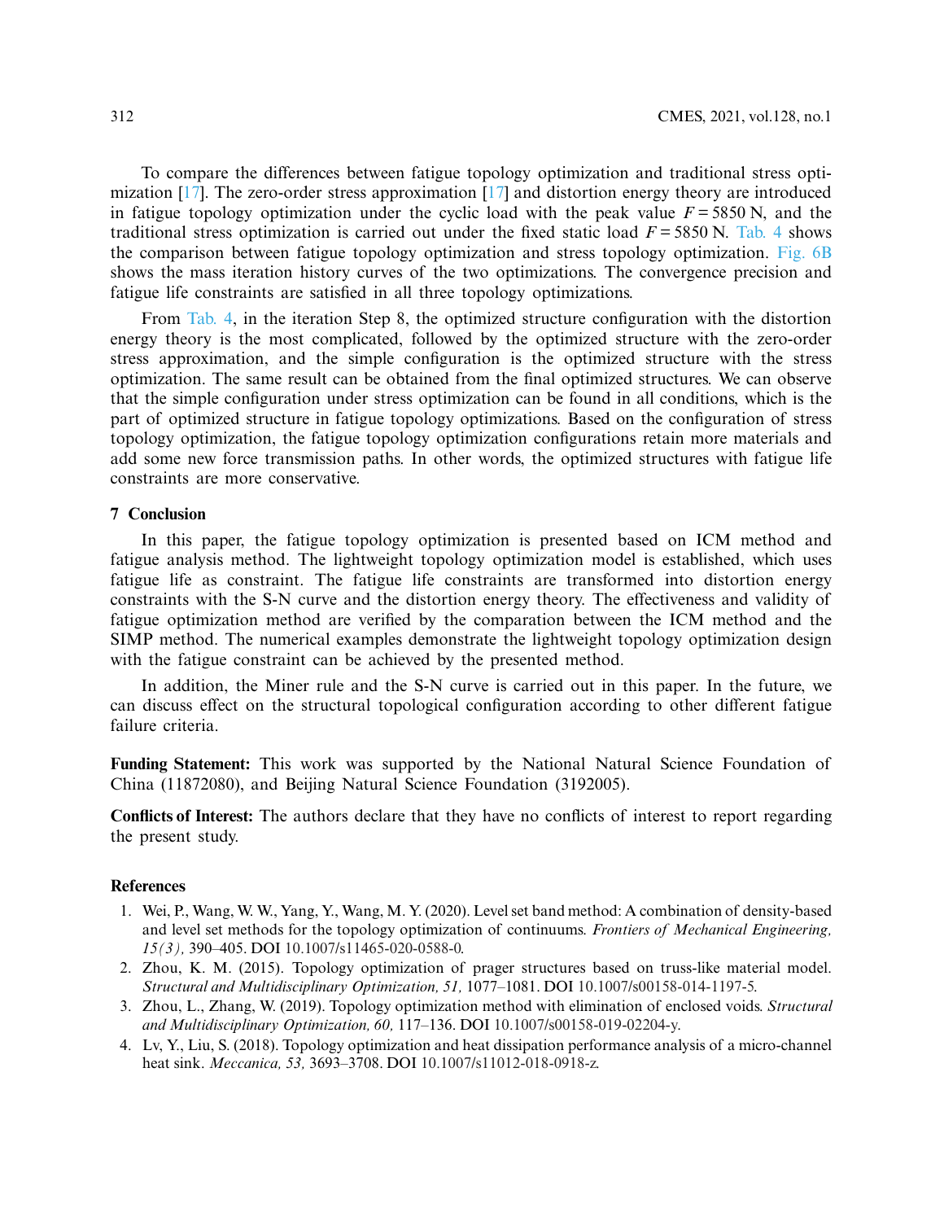To compare the differences between fatigue topology optimization and traditional stress optimization [17]. The zero-order stress approximation [17] and distortion energy theory are introduced in fatigue topology optimization under the cyclic load with the peak value $F = 5850$ N, and the traditional stress optimization is carried out under the fixed static load $F = 5850$ N. Tab. 4 shows the comparison between fatigue topology optimization and stress topology optimization. Fig. 6B shows the mass iteration history curves of the two optimizations. The convergence precision and fatigue life constraints are satisfied in all three topology optimizations.

From Tab. 4, in the iteration Step 8, the optimized structure configuration with the distortion energy theory is the most complicated, followed by the optimized structure with the zero-order stress approximation, and the simple configuration is the optimized structure with the stress optimization. The same result can be obtained from the final optimized structures. We can observe that the simple configuration under stress optimization can be found in all conditions, which is the part of optimized structure in fatigue topology optimizations. Based on the configuration of stress topology optimization, the fatigue topology optimization configurations retain more materials and add some new force transmission paths. In other words, the optimized structures with fatigue life constraints are more conservative.

## 7 Conclusion

In this paper, the fatigue topology optimization is presented based on ICM method and fatigue analysis method. The lightweight topology optimization model is established, which uses fatigue life as constraint. The fatigue life constraints are transformed into distortion energy constraints with the S-N curve and the distortion energy theory. The effectiveness and validity of fatigue optimization method are verified by the comparation between the ICM method and the SIMP method. The numerical examples demonstrate the lightweight topology optimization design with the fatigue constraint can be achieved by the presented method.

In addition, the Miner rule and the S-N curve is carried out in this paper. In the future, we can discuss effect on the structural topological configuration according to other different fatigue failure criteria.

**Funding Statement:** This work was supported by the National Natural Science Foundation of China (11872080), and Beijing Natural Science Foundation (3192005).

**Conflicts of Interest:** The authors declare that they have no conflicts of interest to report regarding the present study.

## References

1. Wei, P., Wang, W. W., Yang, Y., Wang, M. Y. (2020). Level set band method: A combination of density-based and level set methods for the topology optimization of continuums. *Frontiers of Mechanical Engineering, 15(3),* 390–405. DOI 10.1007/s11465-020-0588-0.
2. Zhou, K. M. (2015). Topology optimization of prager structures based on truss-like material model. *Structural and Multidisciplinary Optimization, 51,* 1077–1081. DOI 10.1007/s00158-014-1197-5.
3. Zhou, L., Zhang, W. (2019). Topology optimization method with elimination of enclosed voids. *Structural and Multidisciplinary Optimization, 60,* 117–136. DOI 10.1007/s00158-019-02204-y.
4. Lv, Y., Liu, S. (2018). Topology optimization and heat dissipation performance analysis of a micro-channel heat sink. *Meccanica, 53,* 3693–3708. DOI 10.1007/s11012-018-0918-z.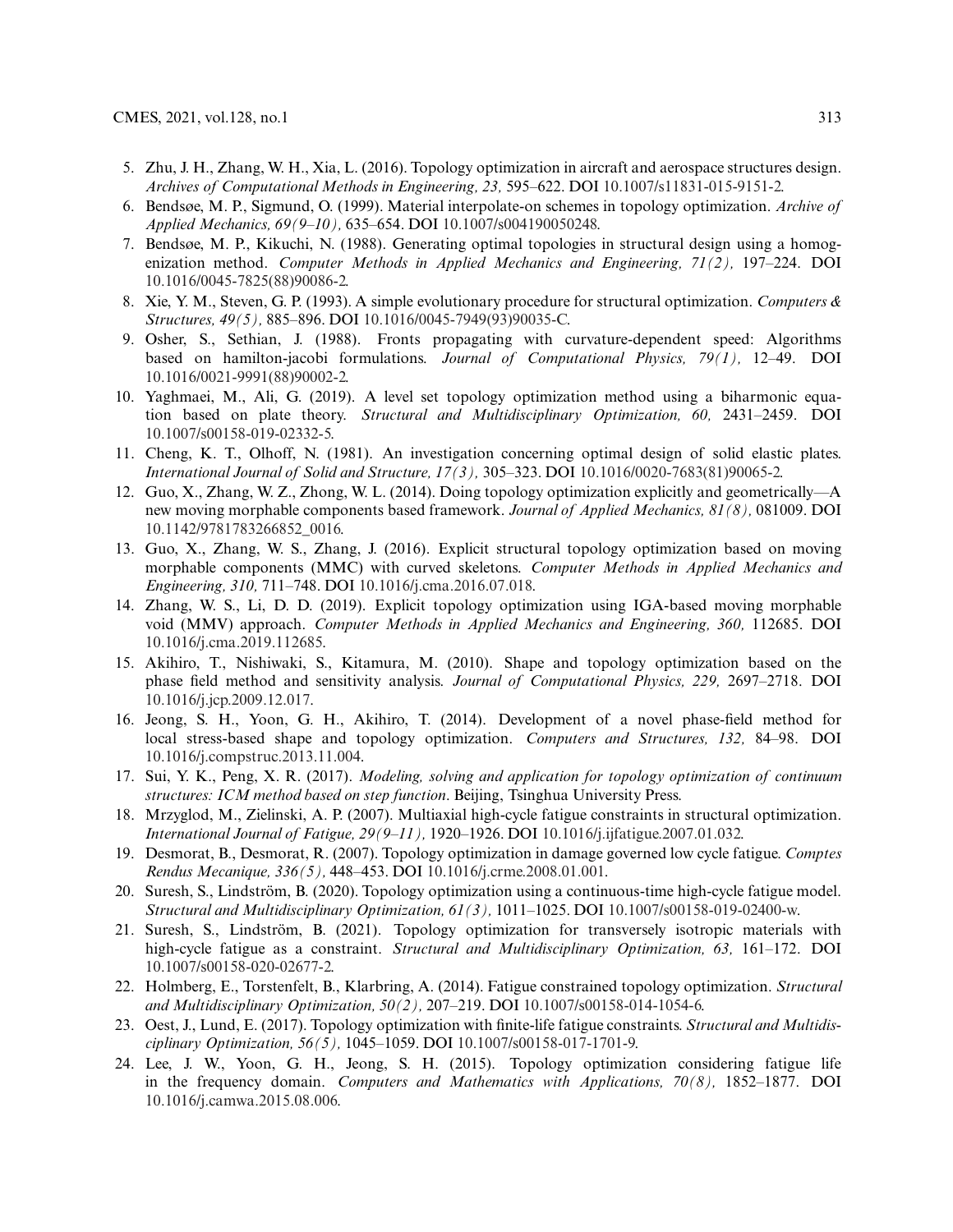5. Zhu, J. H., Zhang, W. H., Xia, L. (2016). Topology optimization in aircraft and aerospace structures design. *Archives of Computational Methods in Engineering, 23,* 595–622. DOI 10.1007/s11831-015-9151-2.
6. Bendsøe, M. P., Sigmund, O. (1999). Material interpolate-on schemes in topology optimization. *Archive of Applied Mechanics, 69(9–10),* 635–654. DOI 10.1007/s004190050248.
7. Bendsøe, M. P., Kikuchi, N. (1988). Generating optimal topologies in structural design using a homogenization method. *Computer Methods in Applied Mechanics and Engineering, 71(2),* 197–224. DOI 10.1016/0045-7825(88)90086-2.
8. Xie, Y. M., Steven, G. P. (1993). A simple evolutionary procedure for structural optimization. *Computers & Structures, 49(5),* 885–896. DOI 10.1016/0045-7949(93)90035-C.
9. Osher, S., Sethian, J. (1988). Fronts propagating with curvature-dependent speed: Algorithms based on hamilton-jacobi formulations. *Journal of Computational Physics, 79(1),* 12–49. DOI 10.1016/0021-9991(88)90002-2.
10. Yaghmaei, M., Ali, G. (2019). A level set topology optimization method using a biharmonic equation based on plate theory. *Structural and Multidisciplinary Optimization, 60,* 2431–2459. DOI 10.1007/s00158-019-02332-5.
11. Cheng, K. T., Olhoff, N. (1981). An investigation concerning optimal design of solid elastic plates. *International Journal of Solid and Structure, 17(3),* 305–323. DOI 10.1016/0020-7683(81)90065-2.
12. Guo, X., Zhang, W. Z., Zhong, W. L. (2014). Doing topology optimization explicitly and geometrically—A new moving morphable components based framework. *Journal of Applied Mechanics, 81(8),* 081009. DOI 10.1142/9781783266852_0016.
13. Guo, X., Zhang, W. S., Zhang, J. (2016). Explicit structural topology optimization based on moving morphable components (MMC) with curved skeletons. *Computer Methods in Applied Mechanics and Engineering, 310,* 711–748. DOI 10.1016/j.cma.2016.07.018.
14. Zhang, W. S., Li, D. D. (2019). Explicit topology optimization using IGA-based moving morphable void (MMV) approach. *Computer Methods in Applied Mechanics and Engineering, 360,* 112685. DOI 10.1016/j.cma.2019.112685.
15. Akihiro, T., Nishiwaki, S., Kitamura, M. (2010). Shape and topology optimization based on the phase field method and sensitivity analysis. *Journal of Computational Physics, 229,* 2697–2718. DOI 10.1016/j.jcp.2009.12.017.
16. Jeong, S. H., Yoon, G. H., Akihiro, T. (2014). Development of a novel phase-field method for local stress-based shape and topology optimization. *Computers and Structures, 132,* 84–98. DOI 10.1016/j.compstruc.2013.11.004.
17. Sui, Y. K., Peng, X. R. (2017). *Modeling, solving and application for topology optimization of continuum structures: ICM method based on step function*. Beijing, Tsinghua University Press.
18. Mrzyglod, M., Zielinski, A. P. (2007). Multiaxial high-cycle fatigue constraints in structural optimization. *International Journal of Fatigue, 29(9–11),* 1920–1926. DOI 10.1016/j.ijfatigue.2007.01.032.
19. Desmorat, B., Desmorat, R. (2007). Topology optimization in damage governed low cycle fatigue. *Comptes Rendus Mecanique, 336(5),* 448–453. DOI 10.1016/j.crme.2008.01.001.
20. Suresh, S., Lindström, B. (2020). Topology optimization using a continuous-time high-cycle fatigue model. *Structural and Multidisciplinary Optimization, 61(3),* 1011–1025. DOI 10.1007/s00158-019-02400-w.
21. Suresh, S., Lindström, B. (2021). Topology optimization for transversely isotropic materials with high-cycle fatigue as a constraint. *Structural and Multidisciplinary Optimization, 63,* 161–172. DOI 10.1007/s00158-020-02677-2.
22. Holmberg, E., Torstenfelt, B., Klarbring, A. (2014). Fatigue constrained topology optimization. *Structural and Multidisciplinary Optimization, 50(2),* 207–219. DOI 10.1007/s00158-014-1054-6.
23. Oest, J., Lund, E. (2017). Topology optimization with finite-life fatigue constraints. *Structural and Multidisciplinary Optimization, 56(5),* 1045–1059. DOI 10.1007/s00158-017-1701-9.
24. Lee, J. W., Yoon, G. H., Jeong, S. H. (2015). Topology optimization considering fatigue life in the frequency domain. *Computers and Mathematics with Applications, 70(8),* 1852–1877. DOI 10.1016/j.camwa.2015.08.006.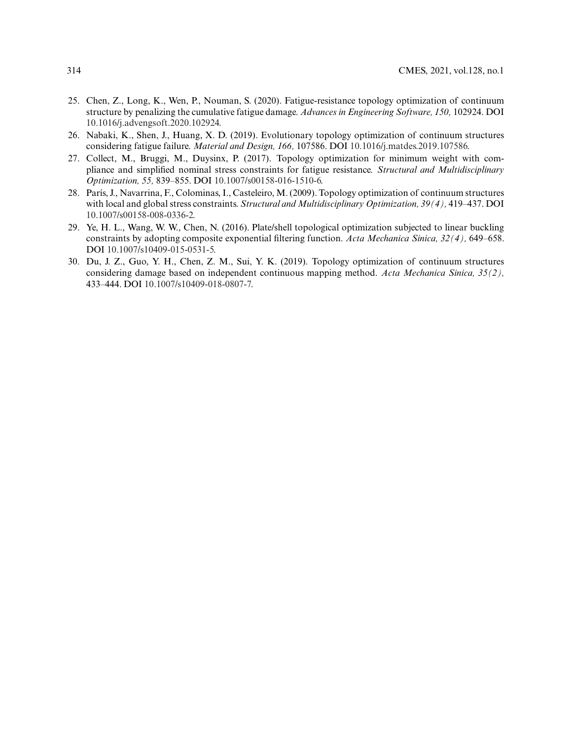25. Chen, Z., Long, K., Wen, P., Nouman, S. (2020). Fatigue-resistance topology optimization of continuum structure by penalizing the cumulative fatigue damage. *Advances in Engineering Software, 150,* 102924. DOI 10.1016/j.advengsoft.2020.102924.
26. Nabaki, K., Shen, J., Huang, X. D. (2019). Evolutionary topology optimization of continuum structures considering fatigue failure. *Material and Design, 166,* 107586. DOI 10.1016/j.matdes.2019.107586.
27. Collect, M., Bruggi, M., Duysinx, P. (2017). Topology optimization for minimum weight with compliance and simplified nominal stress constraints for fatigue resistance. *Structural and Multidisciplinary Optimization, 55,* 839–855. DOI 10.1007/s00158-016-1510-6.
28. París, J., Navarrina, F., Colominas, I., Casteleiro, M. (2009). Topology optimization of continuum structures with local and global stress constraints. *Structural and Multidisciplinary Optimization, 39(4),* 419–437. DOI 10.1007/s00158-008-0336-2.
29. Ye, H. L., Wang, W. W., Chen, N. (2016). Plate/shell topological optimization subjected to linear buckling constraints by adopting composite exponential filtering function. *Acta Mechanica Sinica, 32(4),* 649–658. DOI 10.1007/s10409-015-0531-5.
30. Du, J. Z., Guo, Y. H., Chen, Z. M., Sui, Y. K. (2019). Topology optimization of continuum structures considering damage based on independent continuous mapping method. *Acta Mechanica Sinica, 35(2),* 433–444. DOI 10.1007/s10409-018-0807-7.